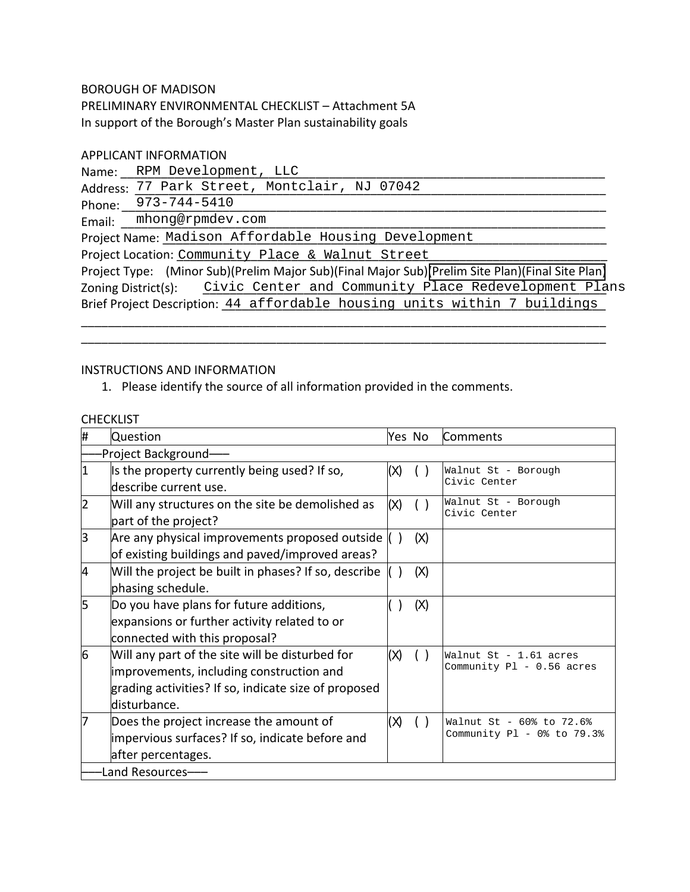BOROUGH OF MADISON

PRELIMINARY ENVIRONMENTAL CHECKLIST – Attachment 5A

In support of the Borough's Master Plan sustainability goals

APPLICANT INFORMATION

Name: RPM Development, LLC

Address: 77 Park Street, Montclair, NJ 07042

Phone: 973-744-5410

Email: mhong@rpmdev.com

Project Name: Madison Affordable Housing Development

Project Location: Community Place & Walnut Street

Project Type: (Minor Sub)(Prelim Major Sub)(Final Major Sub)**(Prelim Site Plan)(Final Site Plan)**

Zoning District(s): Civic Center and Community Place Redevelopment Plans

Brief Project Description: 44 affordable housing units within 7 buildings

INSTRUCTIONS AND INFORMATION

1. Please identify the source of all information provided in the comments.

CHECKLIST

| # | Question | Yes | No | Comments |
|---|---|---|---|---|
| ––Project Background–– | | | | |
| 1 | Is the property currently being used? If so, describe current use. | (X) | ( ) | Walnut St - Borough Civic Center |
| 2 | Will any structures on the site be demolished as part of the project? | (X) | ( ) | Walnut St - Borough Civic Center |
| 3 | Are any physical improvements proposed outside of existing buildings and paved/improved areas? | ( ) | (X) | |
| 4 | Will the project be built in phases? If so, describe phasing schedule. | ( ) | (X) | |
| 5 | Do you have plans for future additions, expansions or further activity related to or connected with this proposal? | ( ) | (X) | |
| 6 | Will any part of the site will be disturbed for improvements, including construction and grading activities? If so, indicate size of proposed disturbance. | (X) | ( ) | Walnut St - 1.61 acres<br>Community Pl - 0.56 acres |
| 7 | Does the project increase the amount of impervious surfaces? If so, indicate before and after percentages. | (X) | ( ) | Walnut St - 60% to 72.6%<br>Community Pl - 0% to 79.3% |
| ––Land Resources–– | | | | |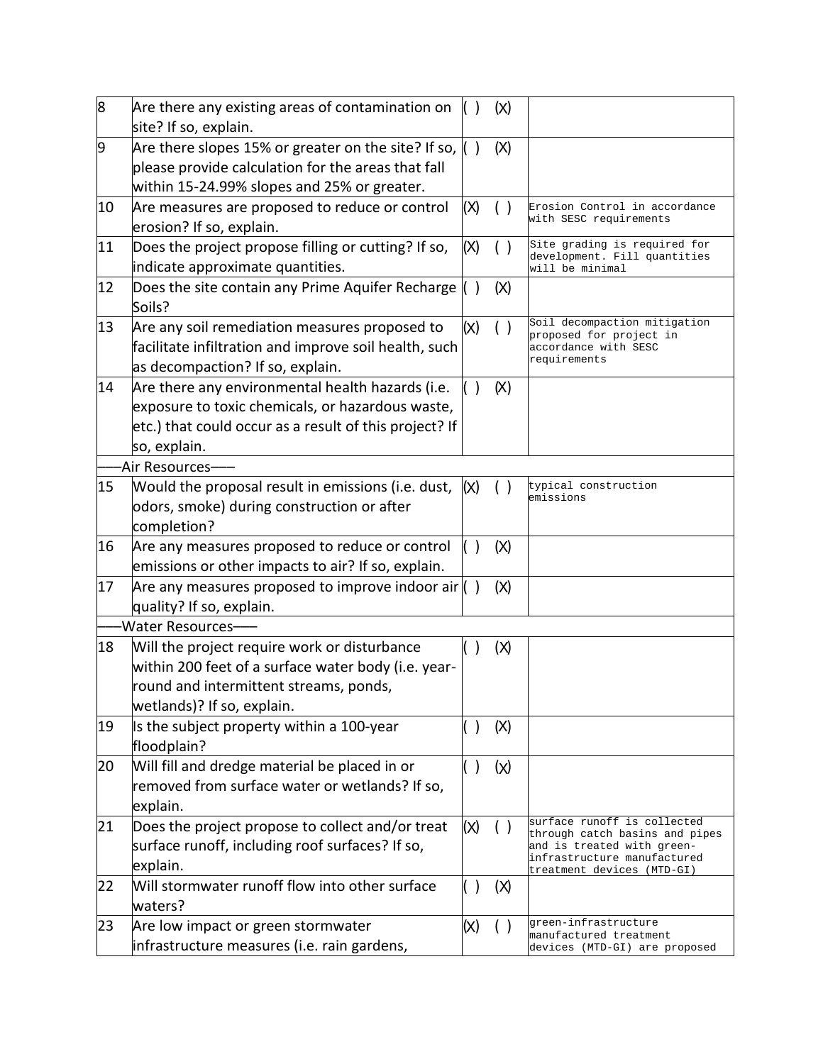| | | | | |
|---|---|---|---|---|
| 8 | Are there any existing areas of contamination on site? If so, explain. | ( ) | (X) | |
| 9 | Are there slopes 15% or greater on the site? If so, please provide calculation for the areas that fall within 15-24.99% slopes and 25% or greater. | ( ) | (X) | |
| 10 | Are measures are proposed to reduce or control erosion? If so, explain. | (X) | ( ) | Erosion Control in accordance with SESC requirements |
| 11 | Does the project propose filling or cutting? If so, indicate approximate quantities. | (X) | ( ) | Site grading is required for development. Fill quantities will be minimal |
| 12 | Does the site contain any Prime Aquifer Recharge Soils? | ( ) | (X) | |
| 13 | Are any soil remediation measures proposed to facilitate infiltration and improve soil health, such as decompaction? If so, explain. | (X) | ( ) | Soil decompaction mitigation proposed for project in accordance with SESC requirements |
| 14 | Are there any environmental health hazards (i.e. exposure to toxic chemicals, or hazardous waste, etc.) that could occur as a result of this project? If so, explain. | ( ) | (X) | |
| ——Air Resources—— | | | | |
| 15 | Would the proposal result in emissions (i.e. dust, odors, smoke) during construction or after completion? | (X) | ( ) | typical construction emissions |
| 16 | Are any measures proposed to reduce or control emissions or other impacts to air? If so, explain. | ( ) | (X) | |
| 17 | Are any measures proposed to improve indoor air quality? If so, explain. | ( ) | (X) | |
| ——Water Resources—— | | | | |
| 18 | Will the project require work or disturbance within 200 feet of a surface water body (i.e. year-round and intermittent streams, ponds, wetlands)? If so, explain. | ( ) | (X) | |
| 19 | Is the subject property within a 100-year floodplain? | ( ) | (X) | |
| 20 | Will fill and dredge material be placed in or removed from surface water or wetlands? If so, explain. | ( ) | (x) | |
| 21 | Does the project propose to collect and/or treat surface runoff, including roof surfaces? If so, explain. | (X) | ( ) | surface runoff is collected through catch basins and pipes and is treated with green-infrastructure manufactured treatment devices (MTD-GI) |
| 22 | Will stormwater runoff flow into other surface waters? | ( ) | (X) | |
| 23 | Are low impact or green stormwater infrastructure measures (i.e. rain gardens, | (X) | ( ) | green-infrastructure manufactured treatment devices (MTD-GI) are proposed |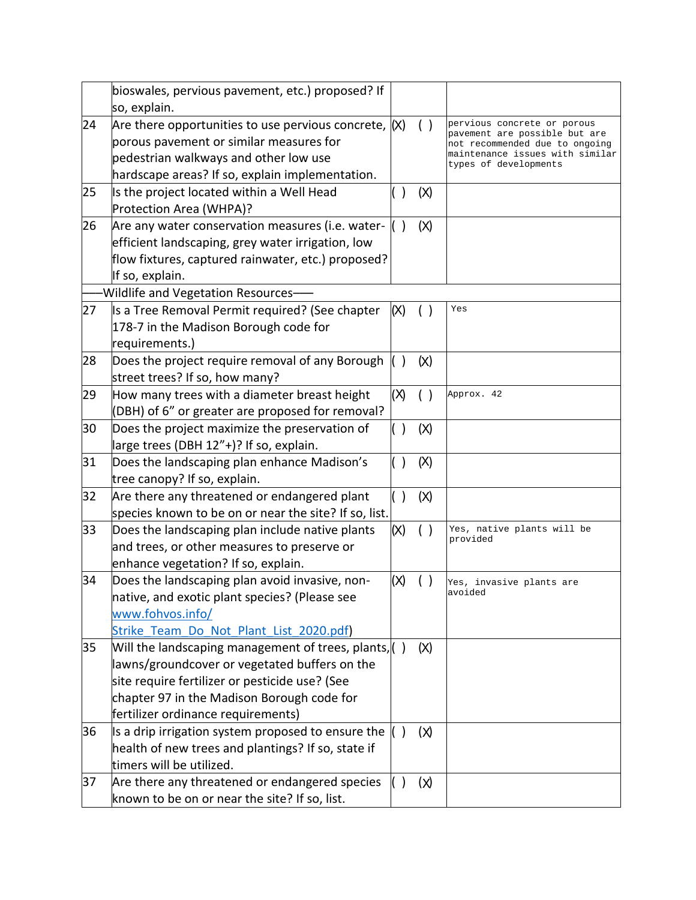| | | | | |
|---|---|---|---|---|
| | bioswales, pervious pavement, etc.) proposed? If so, explain. | | | |
| 24 | Are there opportunities to use pervious concrete, porous pavement or similar measures for pedestrian walkways and other low use hardscape areas? If so, explain implementation. | (X) | ( ) | pervious concrete or porous pavement are possible but are not recommended due to ongoing maintenance issues with similar types of developments |
| 25 | Is the project located within a Well Head Protection Area (WHPA)? | ( ) | (X) | |
| 26 | Are any water conservation measures (i.e. water-efficient landscaping, grey water irrigation, low flow fixtures, captured rainwater, etc.) proposed? If so, explain. | ( ) | (X) | |
| ——Wildlife and Vegetation Resources—— | | | | |
| 27 | Is a Tree Removal Permit required? (See chapter 178-7 in the Madison Borough code for requirements.) | (X) | ( ) | Yes |
| 28 | Does the project require removal of any Borough street trees? If so, how many? | ( ) | (X) | |
| 29 | How many trees with a diameter breast height (DBH) of 6" or greater are proposed for removal? | (X) | ( ) | Approx. 42 |
| 30 | Does the project maximize the preservation of large trees (DBH 12"+)? If so, explain. | ( ) | (X) | |
| 31 | Does the landscaping plan enhance Madison's tree canopy? If so, explain. | ( ) | (X) | |
| 32 | Are there any threatened or endangered plant species known to be on or near the site? If so, list. | ( ) | (X) | |
| 33 | Does the landscaping plan include native plants and trees, or other measures to preserve or enhance vegetation? If so, explain. | (X) | ( ) | Yes, native plants will be provided |
| 34 | Does the landscaping plan avoid invasive, non-native, and exotic plant species? (Please see www.fohvos.info/Strike_Team_Do_Not_Plant_List_2020.pdf) | (X) | ( ) | Yes, invasive plants are avoided |
| 35 | Will the landscaping management of trees, plants, lawns/groundcover or vegetated buffers on the site require fertilizer or pesticide use? (See chapter 97 in the Madison Borough code for fertilizer ordinance requirements) | ( ) | (X) | |
| 36 | Is a drip irrigation system proposed to ensure the health of new trees and plantings? If so, state if timers will be utilized. | ( ) | (X) | |
| 37 | Are there any threatened or endangered species known to be on or near the site? If so, list. | ( ) | (X) | |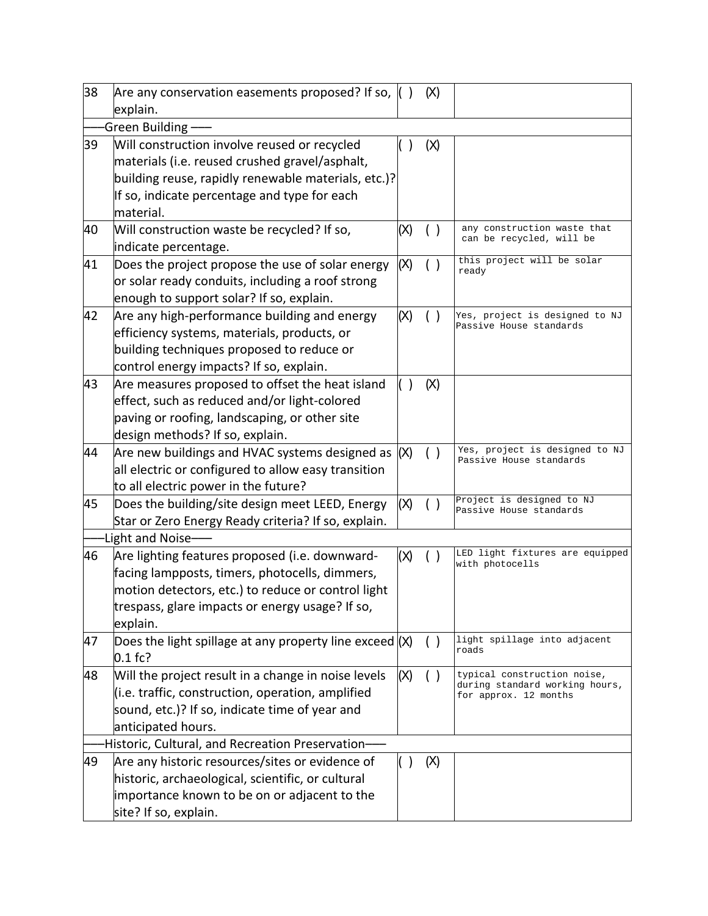| 38 | Are any conservation easements proposed? If so, explain. | ( ) | (X) | |
|---|---|---|---|---|
| | ——Green Building —— | | | |
| 39 | Will construction involve reused or recycled materials (i.e. reused crushed gravel/asphalt, building reuse, rapidly renewable materials, etc.)? If so, indicate percentage and type for each material. | ( ) | (X) | |
| 40 | Will construction waste be recycled? If so, indicate percentage. | (X) | ( ) | any construction waste that can be recycled, will be |
| 41 | Does the project propose the use of solar energy or solar ready conduits, including a roof strong enough to support solar? If so, explain. | (X) | ( ) | this project will be solar ready |
| 42 | Are any high-performance building and energy efficiency systems, materials, products, or building techniques proposed to reduce or control energy impacts? If so, explain. | (X) | ( ) | Yes, project is designed to NJ Passive House standards |
| 43 | Are measures proposed to offset the heat island effect, such as reduced and/or light-colored paving or roofing, landscaping, or other site design methods? If so, explain. | ( ) | (X) | |
| 44 | Are new buildings and HVAC systems designed as all electric or configured to allow easy transition to all electric power in the future? | (X) | ( ) | Yes, project is designed to NJ Passive House standards |
| 45 | Does the building/site design meet LEED, Energy Star or Zero Energy Ready criteria? If so, explain. | (X) | ( ) | Project is designed to NJ Passive House standards |
| | ——Light and Noise—— | | | |
| 46 | Are lighting features proposed (i.e. downward-facing lampposts, timers, photocells, dimmers, motion detectors, etc.) to reduce or control light trespass, glare impacts or energy usage? If so, explain. | (X) | ( ) | LED light fixtures are equipped with photocells |
| 47 | Does the light spillage at any property line exceed 0.1 fc? | (X) | ( ) | light spillage into adjacent roads |
| 48 | Will the project result in a change in noise levels (i.e. traffic, construction, operation, amplified sound, etc.)? If so, indicate time of year and anticipated hours. | (X) | ( ) | typical construction noise, during standard working hours, for approx. 12 months |
| | ——Historic, Cultural, and Recreation Preservation—— | | | |
| 49 | Are any historic resources/sites or evidence of historic, archaeological, scientific, or cultural importance known to be on or adjacent to the site? If so, explain. | ( ) | (X) | |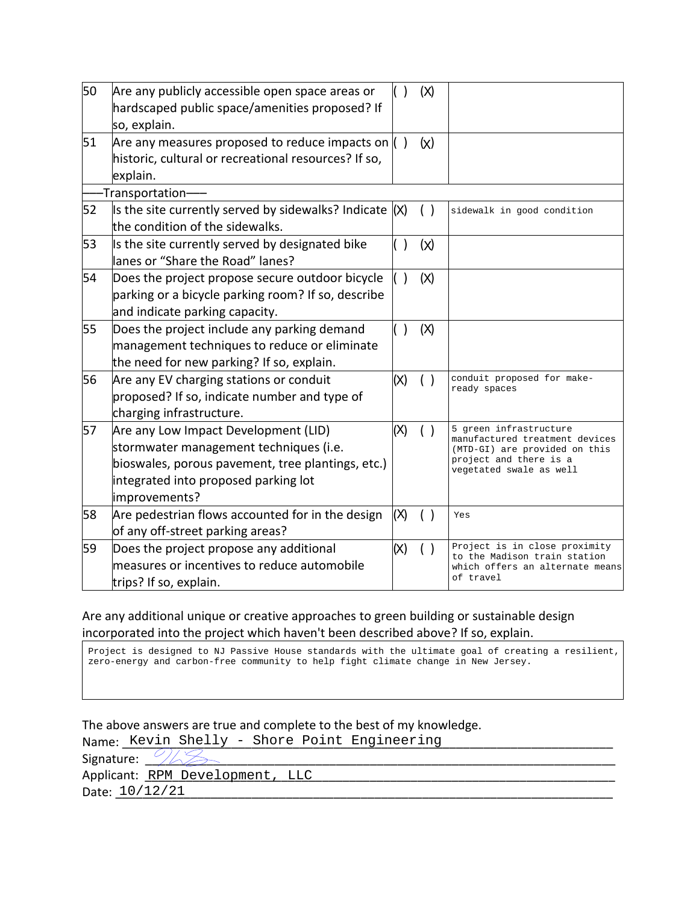| | | | | |
|---|---|---|---|---|
| 50 | Are any publicly accessible open space areas or hardscaped public space/amenities proposed? If so, explain. | ( ) | (X) | |
| 51 | Are any measures proposed to reduce impacts on historic, cultural or recreational resources? If so, explain. | ( ) | (x) | |
| ——Transportation—— | | | | |
| 52 | Is the site currently served by sidewalks? Indicate the condition of the sidewalks. | (X) | ( ) | sidewalk in good condition |
| 53 | Is the site currently served by designated bike lanes or "Share the Road" lanes? | ( ) | (X) | |
| 54 | Does the project propose secure outdoor bicycle parking or a bicycle parking room? If so, describe and indicate parking capacity. | ( ) | (X) | |
| 55 | Does the project include any parking demand management techniques to reduce or eliminate the need for new parking? If so, explain. | ( ) | (X) | |
| 56 | Are any EV charging stations or conduit proposed? If so, indicate number and type of charging infrastructure. | (X) | ( ) | conduit proposed for make-ready spaces |
| 57 | Are any Low Impact Development (LID) stormwater management techniques (i.e. bioswales, porous pavement, tree plantings, etc.) integrated into proposed parking lot improvements? | (X) | ( ) | 5 green infrastructure manufactured treatment devices (MTD-GI) are provided on this project and there is a vegetated swale as well |
| 58 | Are pedestrian flows accounted for in the design of any off-street parking areas? | (X) | ( ) | Yes |
| 59 | Does the project propose any additional measures or incentives to reduce automobile trips? If so, explain. | (X) | ( ) | Project is in close proximity to the Madison train station which offers an alternate means of travel |

Are any additional unique or creative approaches to green building or sustainable design incorporated into the project which haven't been described above? If so, explain.

Project is designed to NJ Passive House standards with the ultimate goal of creating a resilient, zero-energy and carbon-free community to help fight climate change in New Jersey.

The above answers are true and complete to the best of my knowledge.

Name: Kevin Shelly - Shore Point Engineering

Signature: [signature]

Applicant: RPM Development, LLC

Date: 10/12/21